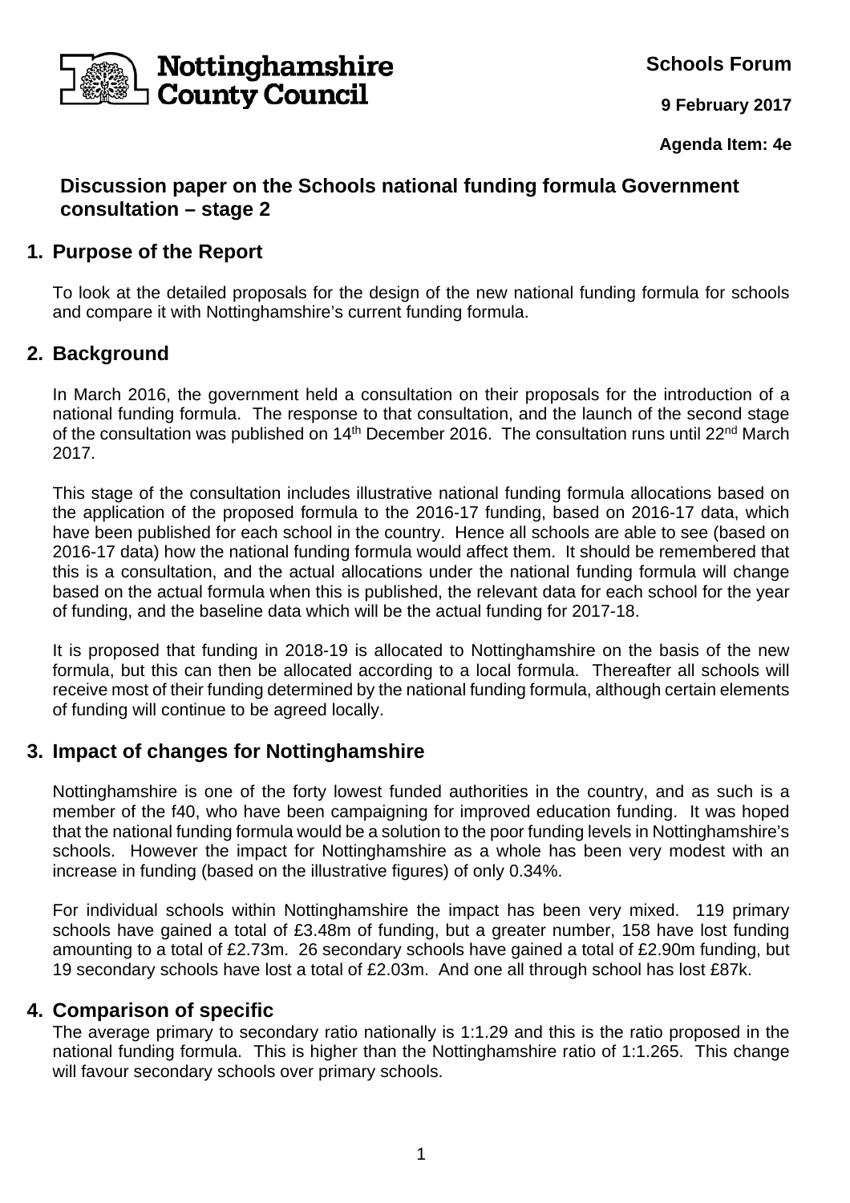Nottinghamshire County Council

**Schools Forum**

**9 February 2017**

**Agenda Item: 4e**

# Discussion paper on the Schools national funding formula Government consultation – stage 2

## 1. Purpose of the Report

To look at the detailed proposals for the design of the new national funding formula for schools and compare it with Nottinghamshire's current funding formula.

## 2. Background

In March 2016, the government held a consultation on their proposals for the introduction of a national funding formula. The response to that consultation, and the launch of the second stage of the consultation was published on 14th December 2016. The consultation runs until 22nd March 2017.

This stage of the consultation includes illustrative national funding formula allocations based on the application of the proposed formula to the 2016-17 funding, based on 2016-17 data, which have been published for each school in the country. Hence all schools are able to see (based on 2016-17 data) how the national funding formula would affect them. It should be remembered that this is a consultation, and the actual allocations under the national funding formula will change based on the actual formula when this is published, the relevant data for each school for the year of funding, and the baseline data which will be the actual funding for 2017-18.

It is proposed that funding in 2018-19 is allocated to Nottinghamshire on the basis of the new formula, but this can then be allocated according to a local formula. Thereafter all schools will receive most of their funding determined by the national funding formula, although certain elements of funding will continue to be agreed locally.

## 3. Impact of changes for Nottinghamshire

Nottinghamshire is one of the forty lowest funded authorities in the country, and as such is a member of the f40, who have been campaigning for improved education funding. It was hoped that the national funding formula would be a solution to the poor funding levels in Nottinghamshire's schools. However the impact for Nottinghamshire as a whole has been very modest with an increase in funding (based on the illustrative figures) of only 0.34%.

For individual schools within Nottinghamshire the impact has been very mixed. 119 primary schools have gained a total of £3.48m of funding, but a greater number, 158 have lost funding amounting to a total of £2.73m. 26 secondary schools have gained a total of £2.90m funding, but 19 secondary schools have lost a total of £2.03m. And one all through school has lost £87k.

## 4. Comparison of specific

The average primary to secondary ratio nationally is 1:1.29 and this is the ratio proposed in the national funding formula. This is higher than the Nottinghamshire ratio of 1:1.265. This change will favour secondary schools over primary schools.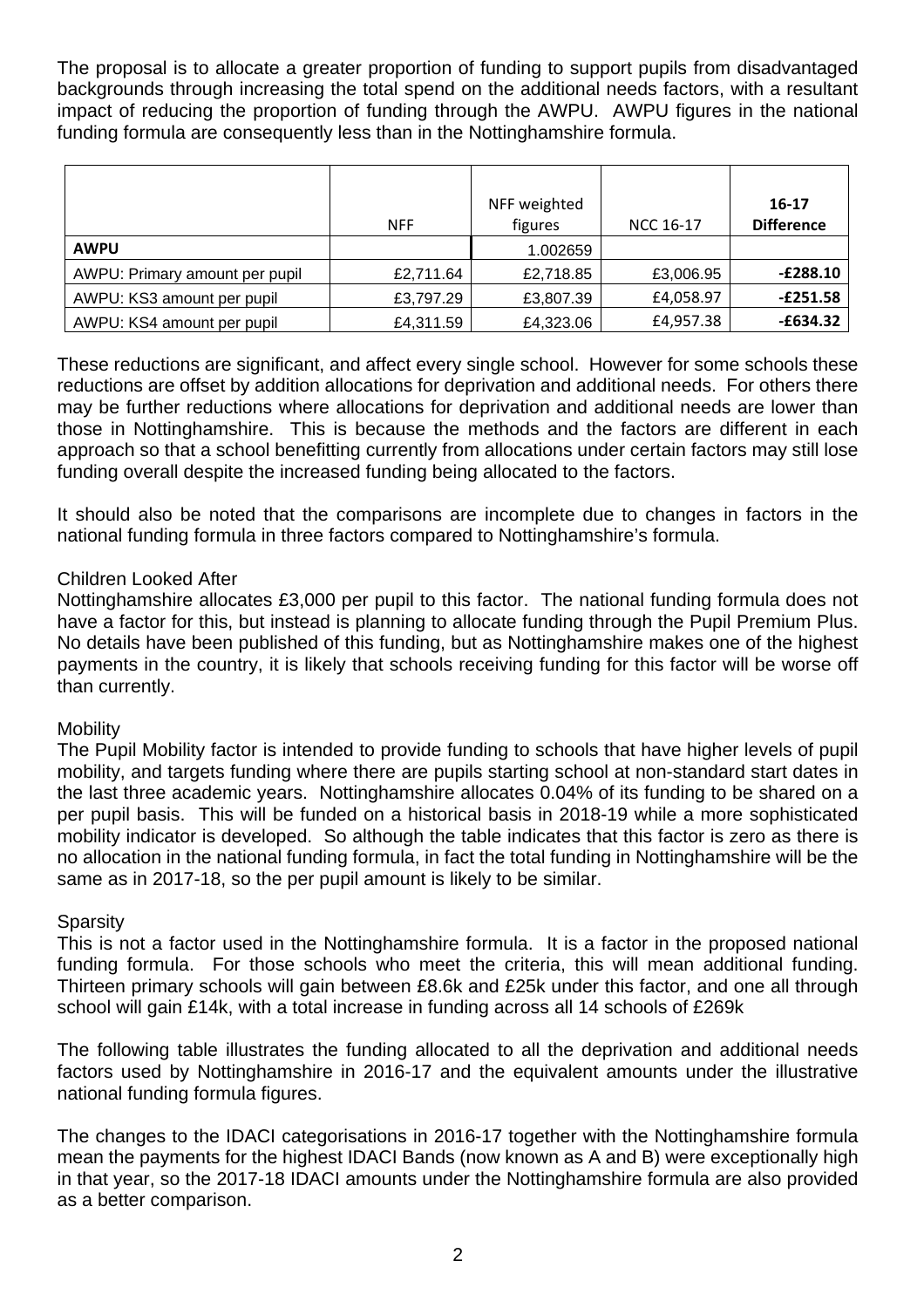The proposal is to allocate a greater proportion of funding to support pupils from disadvantaged backgrounds through increasing the total spend on the additional needs factors, with a resultant impact of reducing the proportion of funding through the AWPU. AWPU figures in the national funding formula are consequently less than in the Nottinghamshire formula.

| | NFF | NFF weighted figures | NCC 16-17 | **16-17 Difference** |
|---|---|---|---|---|
| **AWPU** | | 1.002659 | | |
| AWPU: Primary amount per pupil | £2,711.64 | £2,718.85 | £3,006.95 | **-£288.10** |
| AWPU: KS3 amount per pupil | £3,797.29 | £3,807.39 | £4,058.97 | **-£251.58** |
| AWPU: KS4 amount per pupil | £4,311.59 | £4,323.06 | £4,957.38 | **-£634.32** |

These reductions are significant, and affect every single school. However for some schools these reductions are offset by addition allocations for deprivation and additional needs. For others there may be further reductions where allocations for deprivation and additional needs are lower than those in Nottinghamshire. This is because the methods and the factors are different in each approach so that a school benefitting currently from allocations under certain factors may still lose funding overall despite the increased funding being allocated to the factors.

It should also be noted that the comparisons are incomplete due to changes in factors in the national funding formula in three factors compared to Nottinghamshire's formula.

Children Looked After

Nottinghamshire allocates £3,000 per pupil to this factor. The national funding formula does not have a factor for this, but instead is planning to allocate funding through the Pupil Premium Plus. No details have been published of this funding, but as Nottinghamshire makes one of the highest payments in the country, it is likely that schools receiving funding for this factor will be worse off than currently.

Mobility

The Pupil Mobility factor is intended to provide funding to schools that have higher levels of pupil mobility, and targets funding where there are pupils starting school at non-standard start dates in the last three academic years. Nottinghamshire allocates 0.04% of its funding to be shared on a per pupil basis. This will be funded on a historical basis in 2018-19 while a more sophisticated mobility indicator is developed. So although the table indicates that this factor is zero as there is no allocation in the national funding formula, in fact the total funding in Nottinghamshire will be the same as in 2017-18, so the per pupil amount is likely to be similar.

Sparsity

This is not a factor used in the Nottinghamshire formula. It is a factor in the proposed national funding formula. For those schools who meet the criteria, this will mean additional funding. Thirteen primary schools will gain between £8.6k and £25k under this factor, and one all through school will gain £14k, with a total increase in funding across all 14 schools of £269k

The following table illustrates the funding allocated to all the deprivation and additional needs factors used by Nottinghamshire in 2016-17 and the equivalent amounts under the illustrative national funding formula figures.

The changes to the IDACI categorisations in 2016-17 together with the Nottinghamshire formula mean the payments for the highest IDACI Bands (now known as A and B) were exceptionally high in that year, so the 2017-18 IDACI amounts under the Nottinghamshire formula are also provided as a better comparison.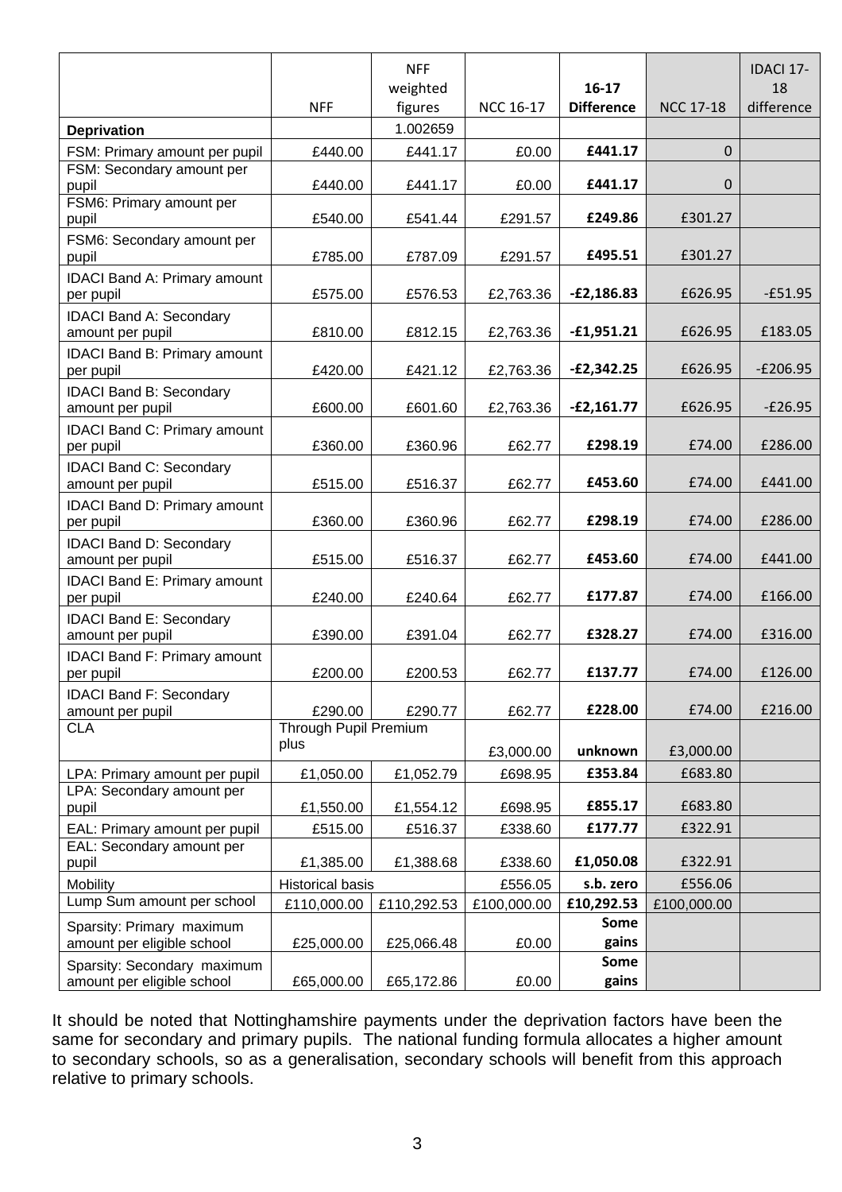| | NFF | NFF weighted figures | NCC 16-17 | 16-17 Difference | NCC 17-18 | IDACI 17-18 difference |
|---|---|---|---|---|---|---|
| **Deprivation** | | 1.002659 | | | | |
| FSM: Primary amount per pupil | £440.00 | £441.17 | £0.00 | **£441.17** | 0 | |
| FSM: Secondary amount per pupil | £440.00 | £441.17 | £0.00 | **£441.17** | 0 | |
| FSM6: Primary amount per pupil | £540.00 | £541.44 | £291.57 | **£249.86** | £301.27 | |
| FSM6: Secondary amount per pupil | £785.00 | £787.09 | £291.57 | **£495.51** | £301.27 | |
| IDACI Band A: Primary amount per pupil | £575.00 | £576.53 | £2,763.36 | **-£2,186.83** | £626.95 | -£51.95 |
| IDACI Band A: Secondary amount per pupil | £810.00 | £812.15 | £2,763.36 | **-£1,951.21** | £626.95 | £183.05 |
| IDACI Band B: Primary amount per pupil | £420.00 | £421.12 | £2,763.36 | **-£2,342.25** | £626.95 | -£206.95 |
| IDACI Band B: Secondary amount per pupil | £600.00 | £601.60 | £2,763.36 | **-£2,161.77** | £626.95 | -£26.95 |
| IDACI Band C: Primary amount per pupil | £360.00 | £360.96 | £62.77 | **£298.19** | £74.00 | £286.00 |
| IDACI Band C: Secondary amount per pupil | £515.00 | £516.37 | £62.77 | **£453.60** | £74.00 | £441.00 |
| IDACI Band D: Primary amount per pupil | £360.00 | £360.96 | £62.77 | **£298.19** | £74.00 | £286.00 |
| IDACI Band D: Secondary amount per pupil | £515.00 | £516.37 | £62.77 | **£453.60** | £74.00 | £441.00 |
| IDACI Band E: Primary amount per pupil | £240.00 | £240.64 | £62.77 | **£177.87** | £74.00 | £166.00 |
| IDACI Band E: Secondary amount per pupil | £390.00 | £391.04 | £62.77 | **£328.27** | £74.00 | £316.00 |
| IDACI Band F: Primary amount per pupil | £200.00 | £200.53 | £62.77 | **£137.77** | £74.00 | £126.00 |
| IDACI Band F: Secondary amount per pupil | £290.00 | £290.77 | £62.77 | **£228.00** | £74.00 | £216.00 |
| CLA | Through Pupil Premium plus | | £3,000.00 | **unknown** | £3,000.00 | |
| LPA: Primary amount per pupil | £1,050.00 | £1,052.79 | £698.95 | **£353.84** | £683.80 | |
| LPA: Secondary amount per pupil | £1,550.00 | £1,554.12 | £698.95 | **£855.17** | £683.80 | |
| EAL: Primary amount per pupil | £515.00 | £516.37 | £338.60 | **£177.77** | £322.91 | |
| EAL: Secondary amount per pupil | £1,385.00 | £1,388.68 | £338.60 | **£1,050.08** | £322.91 | |
| Mobility | Historical basis | | £556.05 | **s.b. zero** | £556.06 | |
| Lump Sum amount per school | £110,000.00 | £110,292.53 | £100,000.00 | **£10,292.53** | £100,000.00 | |
| Sparsity: Primary maximum amount per eligible school | £25,000.00 | £25,066.48 | £0.00 | **Some gains** | | |
| Sparsity: Secondary maximum amount per eligible school | £65,000.00 | £65,172.86 | £0.00 | **Some gains** | | |

It should be noted that Nottinghamshire payments under the deprivation factors have been the same for secondary and primary pupils. The national funding formula allocates a higher amount to secondary schools, so as a generalisation, secondary schools will benefit from this approach relative to primary schools.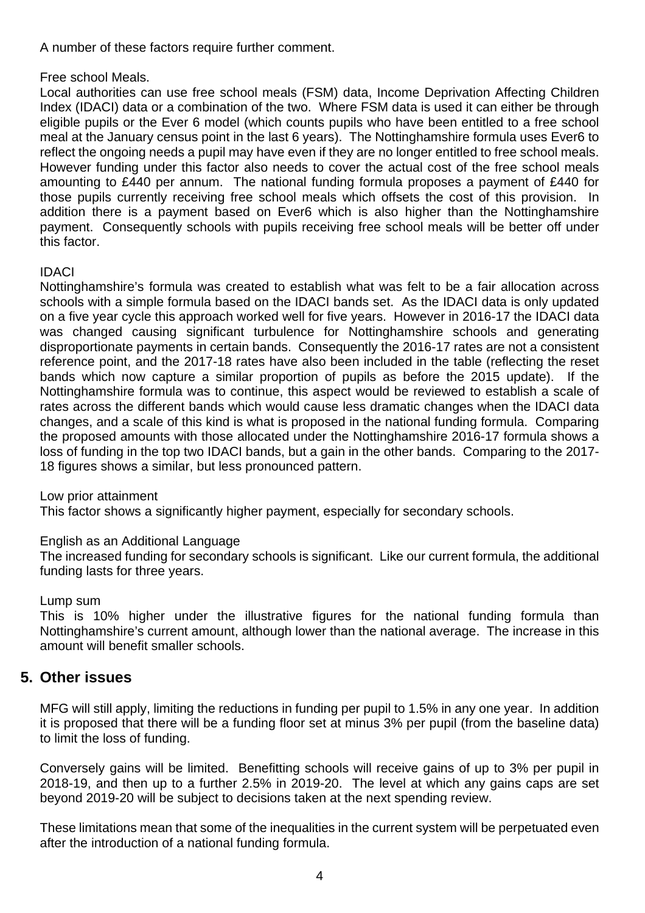A number of these factors require further comment.

Free school Meals.

Local authorities can use free school meals (FSM) data, Income Deprivation Affecting Children Index (IDACI) data or a combination of the two. Where FSM data is used it can either be through eligible pupils or the Ever 6 model (which counts pupils who have been entitled to a free school meal at the January census point in the last 6 years). The Nottinghamshire formula uses Ever6 to reflect the ongoing needs a pupil may have even if they are no longer entitled to free school meals. However funding under this factor also needs to cover the actual cost of the free school meals amounting to £440 per annum. The national funding formula proposes a payment of £440 for those pupils currently receiving free school meals which offsets the cost of this provision. In addition there is a payment based on Ever6 which is also higher than the Nottinghamshire payment. Consequently schools with pupils receiving free school meals will be better off under this factor.

IDACI

Nottinghamshire's formula was created to establish what was felt to be a fair allocation across schools with a simple formula based on the IDACI bands set. As the IDACI data is only updated on a five year cycle this approach worked well for five years. However in 2016-17 the IDACI data was changed causing significant turbulence for Nottinghamshire schools and generating disproportionate payments in certain bands. Consequently the 2016-17 rates are not a consistent reference point, and the 2017-18 rates have also been included in the table (reflecting the reset bands which now capture a similar proportion of pupils as before the 2015 update). If the Nottinghamshire formula was to continue, this aspect would be reviewed to establish a scale of rates across the different bands which would cause less dramatic changes when the IDACI data changes, and a scale of this kind is what is proposed in the national funding formula. Comparing the proposed amounts with those allocated under the Nottinghamshire 2016-17 formula shows a loss of funding in the top two IDACI bands, but a gain in the other bands. Comparing to the 2017-18 figures shows a similar, but less pronounced pattern.

Low prior attainment

This factor shows a significantly higher payment, especially for secondary schools.

English as an Additional Language

The increased funding for secondary schools is significant. Like our current formula, the additional funding lasts for three years.

Lump sum

This is 10% higher under the illustrative figures for the national funding formula than Nottinghamshire's current amount, although lower than the national average. The increase in this amount will benefit smaller schools.

## 5. Other issues

MFG will still apply, limiting the reductions in funding per pupil to 1.5% in any one year. In addition it is proposed that there will be a funding floor set at minus 3% per pupil (from the baseline data) to limit the loss of funding.

Conversely gains will be limited. Benefitting schools will receive gains of up to 3% per pupil in 2018-19, and then up to a further 2.5% in 2019-20. The level at which any gains caps are set beyond 2019-20 will be subject to decisions taken at the next spending review.

These limitations mean that some of the inequalities in the current system will be perpetuated even after the introduction of a national funding formula.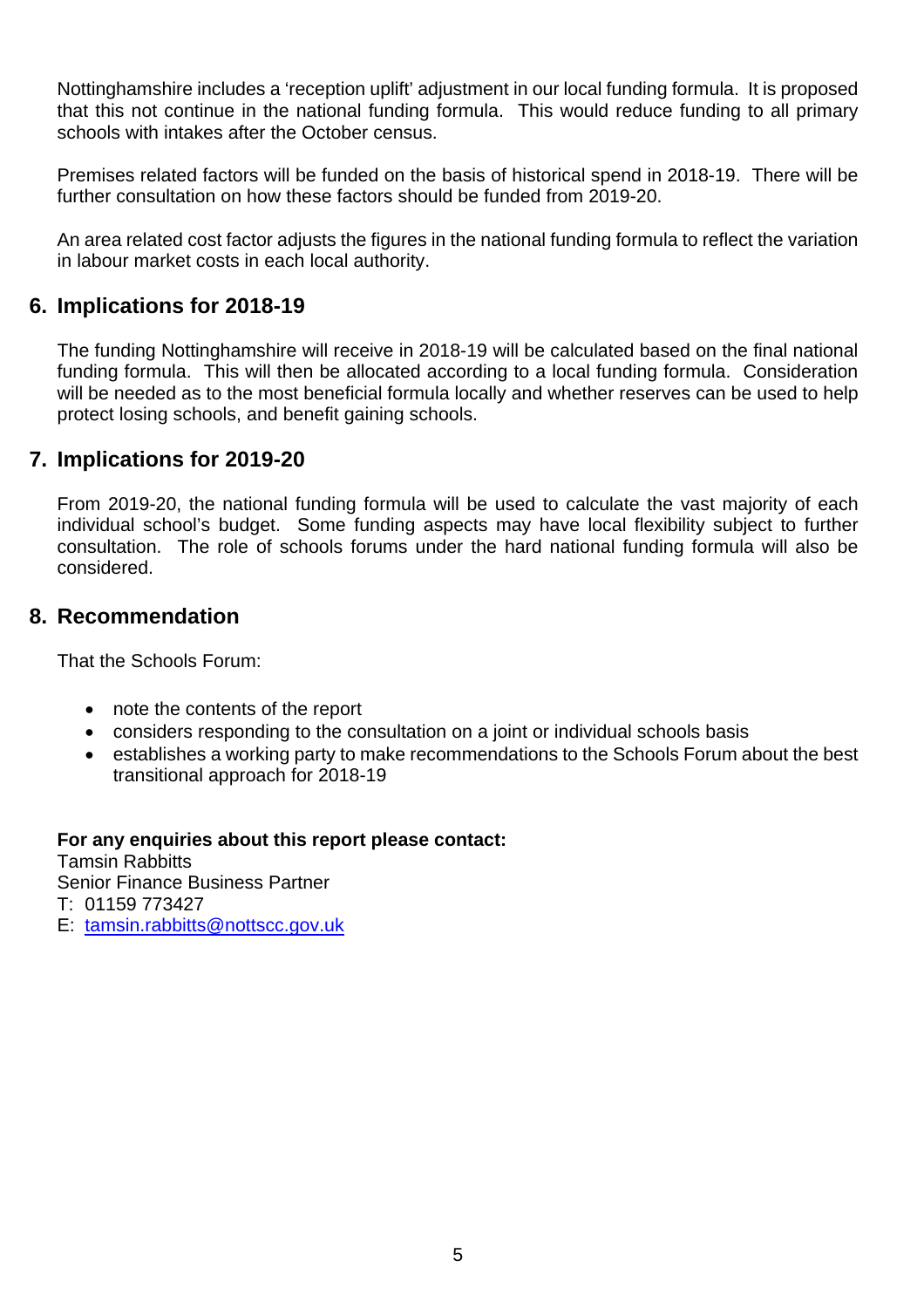Nottinghamshire includes a 'reception uplift' adjustment in our local funding formula. It is proposed that this not continue in the national funding formula. This would reduce funding to all primary schools with intakes after the October census.

Premises related factors will be funded on the basis of historical spend in 2018-19. There will be further consultation on how these factors should be funded from 2019-20.

An area related cost factor adjusts the figures in the national funding formula to reflect the variation in labour market costs in each local authority.

## 6. Implications for 2018-19

The funding Nottinghamshire will receive in 2018-19 will be calculated based on the final national funding formula. This will then be allocated according to a local funding formula. Consideration will be needed as to the most beneficial formula locally and whether reserves can be used to help protect losing schools, and benefit gaining schools.

## 7. Implications for 2019-20

From 2019-20, the national funding formula will be used to calculate the vast majority of each individual school's budget. Some funding aspects may have local flexibility subject to further consultation. The role of schools forums under the hard national funding formula will also be considered.

## 8. Recommendation

That the Schools Forum:

- note the contents of the report
- considers responding to the consultation on a joint or individual schools basis
- establishes a working party to make recommendations to the Schools Forum about the best transitional approach for 2018-19

**For any enquiries about this report please contact:**
Tamsin Rabbitts
Senior Finance Business Partner
T: 01159 773427
E: tamsin.rabbitts@nottscc.gov.uk